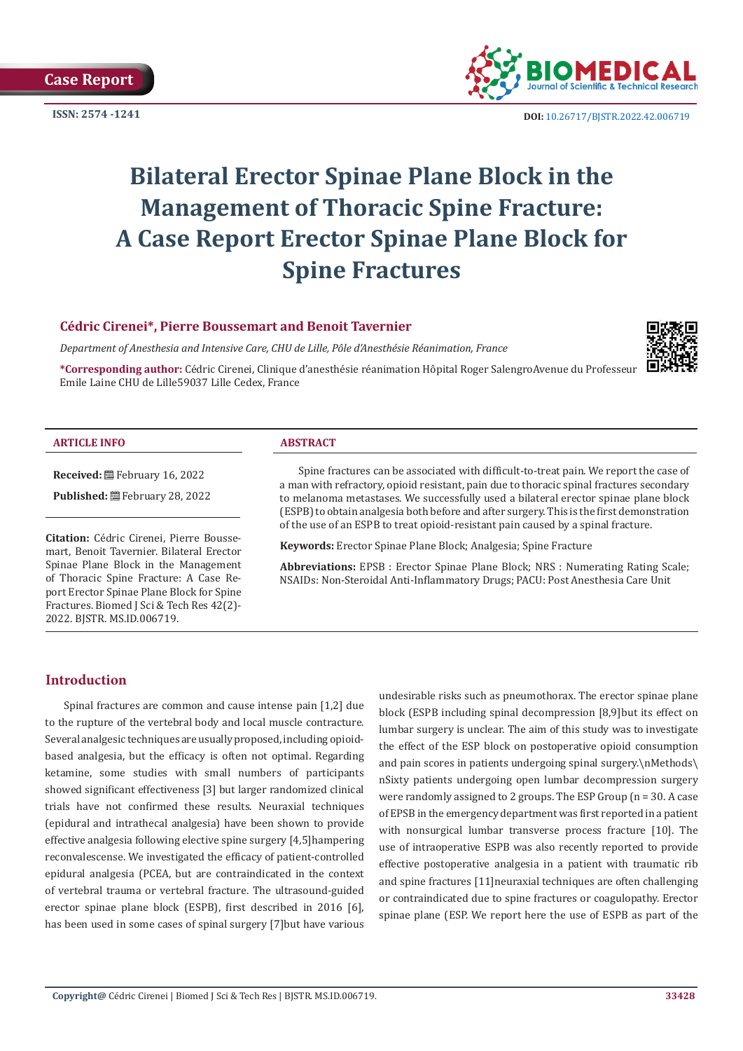Case Report

ISSN: 2574 -1241

DOI: 10.26717/BJSTR.2022.42.006719

# Bilateral Erector Spinae Plane Block in the Management of Thoracic Spine Fracture: A Case Report Erector Spinae Plane Block for Spine Fractures

**Cédric Cirenei\*, Pierre Boussemart and Benoit Tavernier**

*Department of Anesthesia and Intensive Care, CHU de Lille, Pôle d'Anesthésie Réanimation, France*

**\*Corresponding author:** Cédric Cirenei, Clinique d'anesthésie réanimation Hôpital Roger SalengroAvenue du Professeur Emile Laine CHU de Lille59037 Lille Cedex, France

**ARTICLE INFO**

**Received:** February 16, 2022

**Published:** February 28, 2022

**Citation:** Cédric Cirenei, Pierre Boussemart, Benoit Tavernier. Bilateral Erector Spinae Plane Block in the Management of Thoracic Spine Fracture: A Case Report Erector Spinae Plane Block for Spine Fractures. Biomed J Sci & Tech Res 42(2)-2022. BJSTR. MS.ID.006719.

**ABSTRACT**

Spine fractures can be associated with difficult-to-treat pain. We report the case of a man with refractory, opioid resistant, pain due to thoracic spinal fractures secondary to melanoma metastases. We successfully used a bilateral erector spinae plane block (ESPB) to obtain analgesia both before and after surgery. This is the first demonstration of the use of an ESPB to treat opioid-resistant pain caused by a spinal fracture.

**Keywords:** Erector Spinae Plane Block; Analgesia; Spine Fracture

**Abbreviations:** EPSB : Erector Spinae Plane Block; NRS : Numerating Rating Scale; NSAIDs: Non-Steroidal Anti-Inflammatory Drugs; PACU: Post Anesthesia Care Unit

## Introduction

Spinal fractures are common and cause intense pain [1,2] due to the rupture of the vertebral body and local muscle contracture. Several analgesic techniques are usually proposed, including opioid-based analgesia, but the efficacy is often not optimal. Regarding ketamine, some studies with small numbers of participants showed significant effectiveness [3] but larger randomized clinical trials have not confirmed these results. Neuraxial techniques (epidural and intrathecal analgesia) have been shown to provide effective analgesia following elective spine surgery [4,5]hampering reconvalescense. We investigated the efficacy of patient-controlled epidural analgesia (PCEA, but are contraindicated in the context of vertebral trauma or vertebral fracture. The ultrasound-guided erector spinae plane block (ESPB), first described in 2016 [6], has been used in some cases of spinal surgery [7]but have various undesirable risks such as pneumothorax. The erector spinae plane block (ESPB including spinal decompression [8,9]but its effect on lumbar surgery is unclear. The aim of this study was to investigate the effect of the ESP block on postoperative opioid consumption and pain scores in patients undergoing spinal surgery.\nMethods\nSixty patients undergoing open lumbar decompression surgery were randomly assigned to 2 groups. The ESP Group (n = 30. A case of EPSB in the emergency department was first reported in a patient with nonsurgical lumbar transverse process fracture [10]. The use of intraoperative ESPB was also recently reported to provide effective postoperative analgesia in a patient with traumatic rib and spine fractures [11]neuraxial techniques are often challenging or contraindicated due to spine fractures or coagulopathy. Erector spinae plane (ESP. We report here the use of ESPB as part of the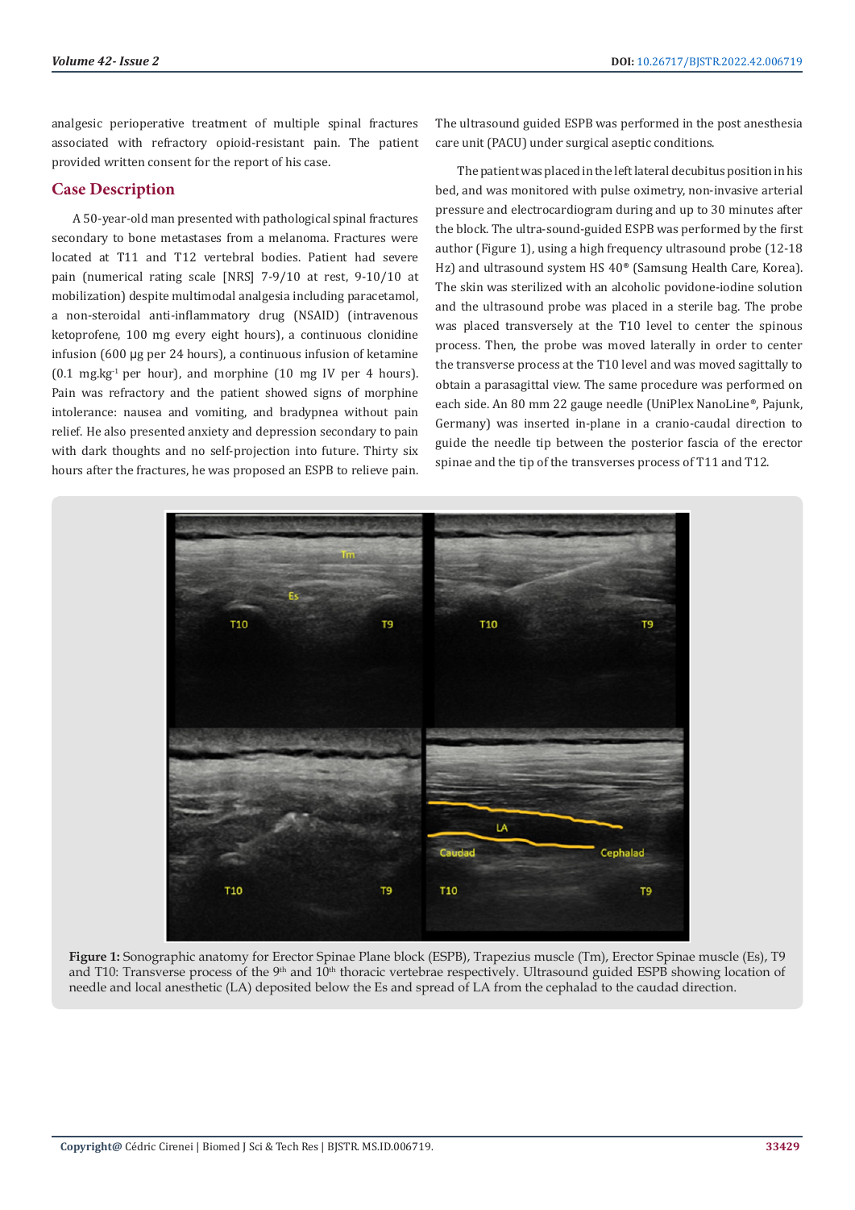analgesic perioperative treatment of multiple spinal fractures associated with refractory opioid-resistant pain. The patient provided written consent for the report of his case.

## Case Description

A 50-year-old man presented with pathological spinal fractures secondary to bone metastases from a melanoma. Fractures were located at T11 and T12 vertebral bodies. Patient had severe pain (numerical rating scale [NRS] 7-9/10 at rest, 9-10/10 at mobilization) despite multimodal analgesia including paracetamol, a non-steroidal anti-inflammatory drug (NSAID) (intravenous ketoprofene, 100 mg every eight hours), a continuous clonidine infusion (600 µg per 24 hours), a continuous infusion of ketamine (0.1 $mg.kg^{-1}$ per hour), and morphine (10 mg IV per 4 hours). Pain was refractory and the patient showed signs of morphine intolerance: nausea and vomiting, and bradypnea without pain relief. He also presented anxiety and depression secondary to pain with dark thoughts and no self-projection into future. Thirty six hours after the fractures, he was proposed an ESPB to relieve pain. The ultrasound guided ESPB was performed in the post anesthesia care unit (PACU) under surgical aseptic conditions.

The patient was placed in the left lateral decubitus position in his bed, and was monitored with pulse oximetry, non-invasive arterial pressure and electrocardiogram during and up to 30 minutes after the block. The ultra-sound-guided ESPB was performed by the first author (Figure 1), using a high frequency ultrasound probe (12-18 Hz) and ultrasound system HS 40® (Samsung Health Care, Korea). The skin was sterilized with an alcoholic povidone-iodine solution and the ultrasound probe was placed in a sterile bag. The probe was placed transversely at the T10 level to center the spinous process. Then, the probe was moved laterally in order to center the transverse process at the T10 level and was moved sagittally to obtain a parasagittal view. The same procedure was performed on each side. An 80 mm 22 gauge needle (UniPlex NanoLine®, Pajunk, Germany) was inserted in-plane in a cranio-caudal direction to guide the needle tip between the posterior fascia of the erector spinae and the tip of the transverses process of T11 and T12.

**Figure 1:** Sonographic anatomy for Erector Spinae Plane block (ESPB), Trapezius muscle (Tm), Erector Spinae muscle (Es), T9 and T10: Transverse process of the 9th and 10th thoracic vertebrae respectively. Ultrasound guided ESPB showing location of needle and local anesthetic (LA) deposited below the Es and spread of LA from the cephalad to the caudad direction.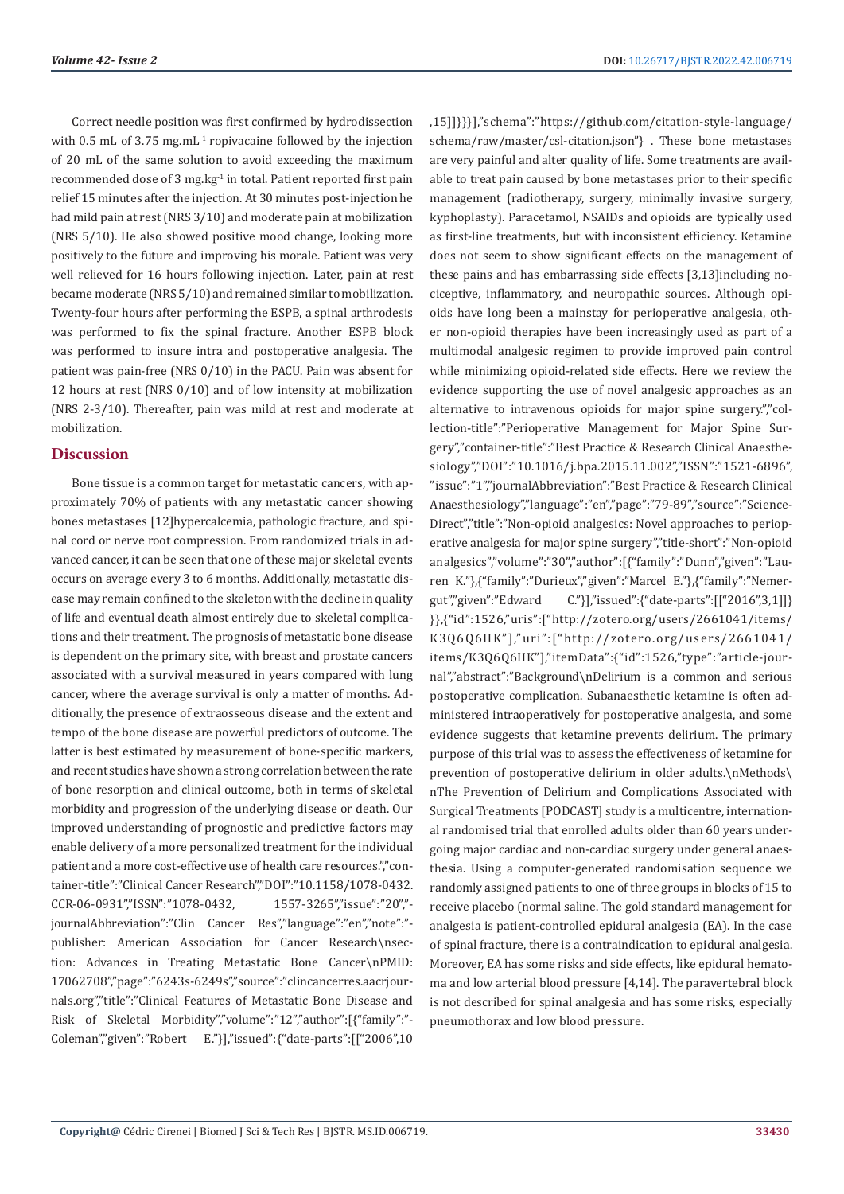Correct needle position was first confirmed by hydrodissection with 0.5 mL of 3.75 mg.mL$^{-1}$ ropivacaine followed by the injection of 20 mL of the same solution to avoid exceeding the maximum recommended dose of 3 mg.kg$^{-1}$ in total. Patient reported first pain relief 15 minutes after the injection. At 30 minutes post-injection he had mild pain at rest (NRS 3/10) and moderate pain at mobilization (NRS 5/10). He also showed positive mood change, looking more positively to the future and improving his morale. Patient was very well relieved for 16 hours following injection. Later, pain at rest became moderate (NRS 5/10) and remained similar to mobilization. Twenty-four hours after performing the ESPB, a spinal arthrodesis was performed to fix the spinal fracture. Another ESPB block was performed to insure intra and postoperative analgesia. The patient was pain-free (NRS 0/10) in the PACU. Pain was absent for 12 hours at rest (NRS 0/10) and of low intensity at mobilization (NRS 2-3/10). Thereafter, pain was mild at rest and moderate at mobilization.

## Discussion

Bone tissue is a common target for metastatic cancers, with approximately 70% of patients with any metastatic cancer showing bones metastases [12]hypercalcemia, pathologic fracture, and spinal cord or nerve root compression. From randomized trials in advanced cancer, it can be seen that one of these major skeletal events occurs on average every 3 to 6 months. Additionally, metastatic disease may remain confined to the skeleton with the decline in quality of life and eventual death almost entirely due to skeletal complications and their treatment. The prognosis of metastatic bone disease is dependent on the primary site, with breast and prostate cancers associated with a survival measured in years compared with lung cancer, where the average survival is only a matter of months. Additionally, the presence of extraosseous disease and the extent and tempo of the bone disease are powerful predictors of outcome. The latter is best estimated by measurement of bone-specific markers, and recent studies have shown a strong correlation between the rate of bone resorption and clinical outcome, both in terms of skeletal morbidity and progression of the underlying disease or death. Our improved understanding of prognostic and predictive factors may enable delivery of a more personalized treatment for the individual patient and a more cost-effective use of health care resources.","container-title":"Clinical Cancer Research","DOI":"10.1158/1078-0432.CCR-06-0931","ISSN":"1078-0432, 1557-3265","issue":"20","journalAbbreviation":"Clin Cancer Res","language":"en","note":"publisher: American Association for Cancer Research\nsection: Advances in Treating Metastatic Bone Cancer\nPMID: 17062708","page":"6243s-6249s","source":"clincancerres.aacrjournals.org","title":"Clinical Features of Metastatic Bone Disease and Risk of Skeletal Morbidity","volume":"12","author":[{"family":"Coleman","given":"Robert E."}],"issued":{"date-parts":[["2006",10,15]]}}}],"schema":"https://github.com/citation-style-language/schema/raw/master/csl-citation.json"} . These bone metastases are very painful and alter quality of life. Some treatments are available to treat pain caused by bone metastases prior to their specific management (radiotherapy, surgery, minimally invasive surgery, kyphoplasty). Paracetamol, NSAIDs and opioids are typically used as first-line treatments, but with inconsistent efficiency. Ketamine does not seem to show significant effects on the management of these pains and has embarrassing side effects [3,13]including nociceptive, inflammatory, and neuropathic sources. Although opioids have long been a mainstay for perioperative analgesia, other non-opioid therapies have been increasingly used as part of a multimodal analgesic regimen to provide improved pain control while minimizing opioid-related side effects. Here we review the evidence supporting the use of novel analgesic approaches as an alternative to intravenous opioids for major spine surgery.","collection-title":"Perioperative Management for Major Spine Surgery","container-title":"Best Practice & Research Clinical Anaesthesiology","DOI":"10.1016/j.bpa.2015.11.002","ISSN":"1521-6896","issue":"1","journalAbbreviation":"Best Practice & Research Clinical Anaesthesiology","language":"en","page":"79-89","source":"ScienceDirect","title":"Non-opioid analgesics: Novel approaches to perioperative analgesia for major spine surgery","title-short":"Non-opioid analgesics","volume":"30","author":[{"family":"Dunn","given":"Lauren K."},{"family":"Durieux","given":"Marcel E."},{"family":"Nemergut","given":"Edward C."}],"issued":{"date-parts":[["2016",3,1]]}}},{"id":1526,"uris":["http://zotero.org/users/2661041/items/K3Q6Q6HK"],"uri":["http://zotero.org/users/2661041/items/K3Q6Q6HK"],"itemData":{"id":1526,"type":"article-journal","abstract":"Background\nDelirium is a common and serious postoperative complication. Subanaesthetic ketamine is often administered intraoperatively for postoperative analgesia, and some evidence suggests that ketamine prevents delirium. The primary purpose of this trial was to assess the effectiveness of ketamine for prevention of postoperative delirium in older adults.\nMethods\nThe Prevention of Delirium and Complications Associated with Surgical Treatments [PODCAST] study is a multicentre, international randomised trial that enrolled adults older than 60 years undergoing major cardiac and non-cardiac surgery under general anaesthesia. Using a computer-generated randomisation sequence we randomly assigned patients to one of three groups in blocks of 15 to receive placebo (normal saline. The gold standard management for analgesia is patient-controlled epidural analgesia (EA). In the case of spinal fracture, there is a contraindication to epidural analgesia. Moreover, EA has some risks and side effects, like epidural hematoma and low arterial blood pressure [4,14]. The paravertebral block is not described for spinal analgesia and has some risks, especially pneumothorax and low blood pressure.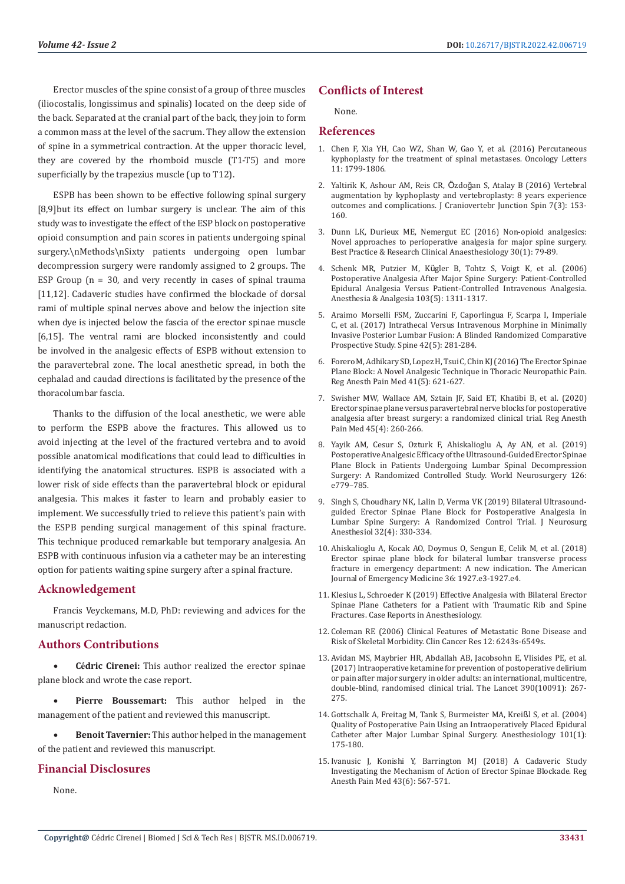Erector muscles of the spine consist of a group of three muscles (iliocostalis, longissimus and spinalis) located on the deep side of the back. Separated at the cranial part of the back, they join to form a common mass at the level of the sacrum. They allow the extension of spine in a symmetrical contraction. At the upper thoracic level, they are covered by the rhomboid muscle (T1-T5) and more superficially by the trapezius muscle (up to T12).

ESPB has been shown to be effective following spinal surgery [8,9]but its effect on lumbar surgery is unclear. The aim of this study was to investigate the effect of the ESP block on postoperative opioid consumption and pain scores in patients undergoing spinal surgery.\nMethods\nSixty patients undergoing open lumbar decompression surgery were randomly assigned to 2 groups. The ESP Group (n = 30, and very recently in cases of spinal trauma [11,12]. Cadaveric studies have confirmed the blockade of dorsal rami of multiple spinal nerves above and below the injection site when dye is injected below the fascia of the erector spinae muscle [6,15]. The ventral rami are blocked inconsistently and could be involved in the analgesic effects of ESPB without extension to the paravertebral zone. The local anesthetic spread, in both the cephalad and caudad directions is facilitated by the presence of the thoracolumbar fascia.

Thanks to the diffusion of the local anesthetic, we were able to perform the ESPB above the fractures. This allowed us to avoid injecting at the level of the fractured vertebra and to avoid possible anatomical modifications that could lead to difficulties in identifying the anatomical structures. ESPB is associated with a lower risk of side effects than the paravertebral block or epidural analgesia. This makes it faster to learn and probably easier to implement. We successfully tried to relieve this patient's pain with the ESPB pending surgical management of this spinal fracture. This technique produced remarkable but temporary analgesia. An ESPB with continuous infusion via a catheter may be an interesting option for patients waiting spine surgery after a spinal fracture.

## Acknowledgement

Francis Veyckemans, M.D, PhD: reviewing and advices for the manuscript redaction.

## Authors Contributions

- **Cédric Cirenei:** This author realized the erector spinae plane block and wrote the case report.
- **Pierre Boussemart:** This author helped in the management of the patient and reviewed this manuscript.
- **Benoit Tavernier:** This author helped in the management of the patient and reviewed this manuscript.

## Financial Disclosures

None.

## Conflicts of Interest

None.

## References

1. Chen F, Xia YH, Cao WZ, Shan W, Gao Y, et al. (2016) Percutaneous kyphoplasty for the treatment of spinal metastases. Oncology Letters 11: 1799-1806.
2. Yaltirik K, Ashour AM, Reis CR, Özdoğan S, Atalay B (2016) Vertebral augmentation by kyphoplasty and vertebroplasty: 8 years experience outcomes and complications. J Craniovertebr Junction Spin 7(3): 153-160.
3. Dunn LK, Durieux ME, Nemergut EC (2016) Non-opioid analgesics: Novel approaches to perioperative analgesia for major spine surgery. Best Practice & Research Clinical Anaesthesiology 30(1): 79-89.
4. Schenk MR, Putzier M, Kügler B, Tohtz S, Voigt K, et al. (2006) Postoperative Analgesia After Major Spine Surgery: Patient-Controlled Epidural Analgesia Versus Patient-Controlled Intravenous Analgesia. Anesthesia & Analgesia 103(5): 1311-1317.
5. Araimo Morselli FSM, Zuccarini F, Caporlingua F, Scarpa I, Imperiale C, et al. (2017) Intrathecal Versus Intravenous Morphine in Minimally Invasive Posterior Lumbar Fusion: A Blinded Randomized Comparative Prospective Study. Spine 42(5): 281-284.
6. Forero M, Adhikary SD, Lopez H, Tsui C, Chin KJ (2016) The Erector Spinae Plane Block: A Novel Analgesic Technique in Thoracic Neuropathic Pain. Reg Anesth Pain Med 41(5): 621-627.
7. Swisher MW, Wallace AM, Sztain JF, Said ET, Khatibi B, et al. (2020) Erector spinae plane versus paravertebral nerve blocks for postoperative analgesia after breast surgery: a randomized clinical trial. Reg Anesth Pain Med 45(4): 260-266.
8. Yayik AM, Cesur S, Ozturk F, Ahiskalioglu A, Ay AN, et al. (2019) Postoperative Analgesic Efficacy of the Ultrasound-Guided Erector Spinae Plane Block in Patients Undergoing Lumbar Spinal Decompression Surgery: A Randomized Controlled Study. World Neurosurgery 126: e779–785.
9. Singh S, Choudhary NK, Lalin D, Verma VK (2019) Bilateral Ultrasound-guided Erector Spinae Plane Block for Postoperative Analgesia in Lumbar Spine Surgery: A Randomized Control Trial. J Neurosurg Anesthesiol 32(4): 330-334.
10. Ahiskalioglu A, Kocak AO, Doymus O, Sengun E, Celik M, et al. (2018) Erector spinae plane block for bilateral lumbar transverse process fracture in emergency department: A new indication. The American Journal of Emergency Medicine 36: 1927.e3-1927.e4.
11. Klesius L, Schroeder K (2019) Effective Analgesia with Bilateral Erector Spinae Plane Catheters for a Patient with Traumatic Rib and Spine Fractures. Case Reports in Anesthesiology.
12. Coleman RE (2006) Clinical Features of Metastatic Bone Disease and Risk of Skeletal Morbidity. Clin Cancer Res 12: 6243s-6549s.
13. Avidan MS, Maybrier HR, Abdallah AB, Jacobsohn E, Vlisides PE, et al. (2017) Intraoperative ketamine for prevention of postoperative delirium or pain after major surgery in older adults: an international, multicentre, double-blind, randomised clinical trial. The Lancet 390(10091): 267-275.
14. Gottschalk A, Freitag M, Tank S, Burmeister MA, Kreißl S, et al. (2004) Quality of Postoperative Pain Using an Intraoperatively Placed Epidural Catheter after Major Lumbar Spinal Surgery. Anesthesiology 101(1): 175-180.
15. Ivanusic J, Konishi Y, Barrington MJ (2018) A Cadaveric Study Investigating the Mechanism of Action of Erector Spinae Blockade. Reg Anesth Pain Med 43(6): 567-571.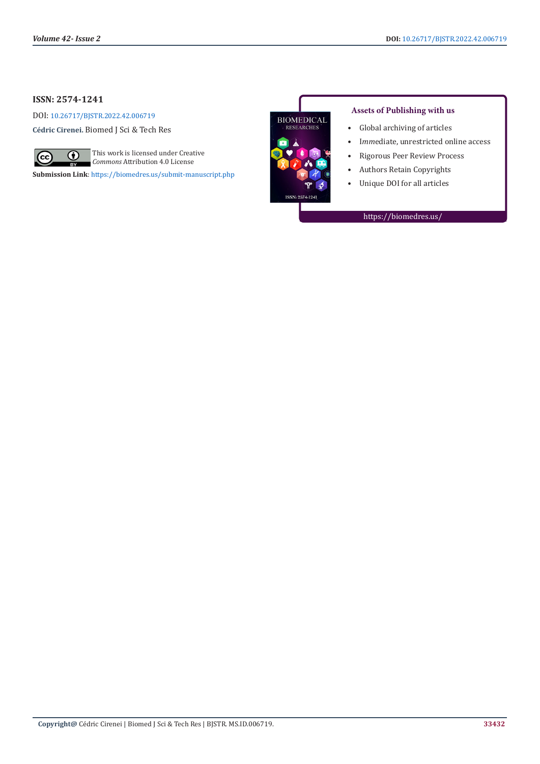**ISSN: 2574-1241**

DOI: 10.26717/BJSTR.2022.42.006719

**Cédric Cirenei.** Biomed J Sci & Tech Res

This work is licensed under Creative *Commons* Attribution 4.0 License

**Submission Link**: https://biomedres.us/submit-manuscript.php

### Assets of Publishing with us

- Global archiving of articles
- Immediate, unrestricted online access
- Rigorous Peer Review Process
- Authors Retain Copyrights
- Unique DOI for all articles

https://biomedres.us/